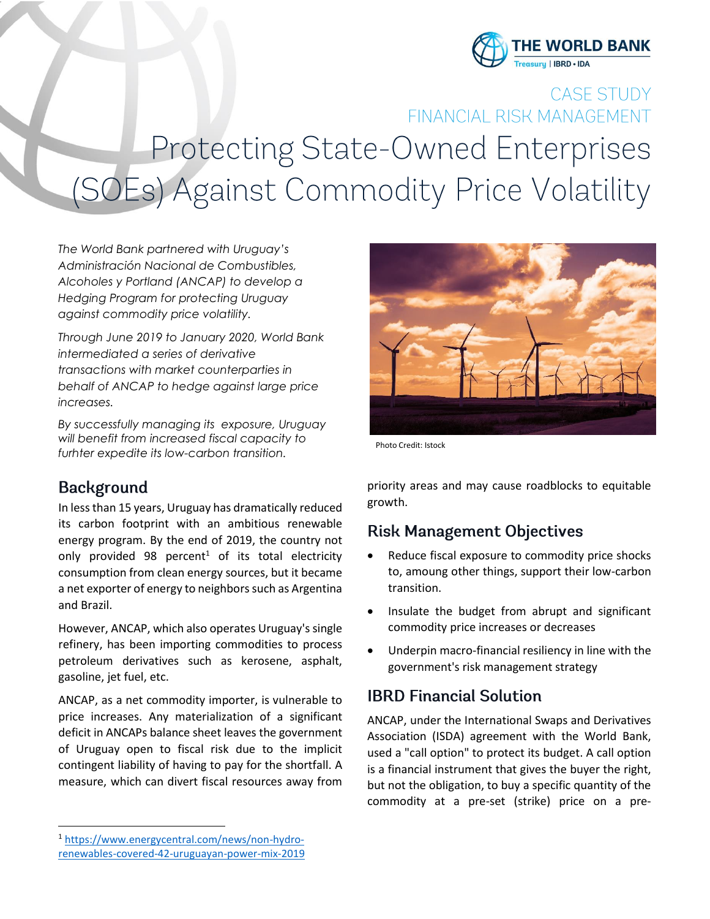THE WORLD BANK
Treasury | IBRD • IDA

CASE STUDY
FINANCIAL RISK MANAGEMENT

# Protecting State-Owned Enterprises (SOEs) Against Commodity Price Volatility

*The World Bank partnered with Uruguay's Administración Nacional de Combustibles, Alcoholes y Portland (ANCAP) to develop a Hedging Program for protecting Uruguay against commodity price volatility.*

*Through June 2019 to January 2020, World Bank intermediated a series of derivative transactions with market counterparties in behalf of ANCAP to hedge against large price increases.*

*By successfully managing its exposure, Uruguay will benefit from increased fiscal capacity to furhter expedite its low-carbon transition.*

Photo Credit: Istock

## Background

In less than 15 years, Uruguay has dramatically reduced its carbon footprint with an ambitious renewable energy program. By the end of 2019, the country not only provided 98 percent[1] of its total electricity consumption from clean energy sources, but it became a net exporter of energy to neighbors such as Argentina and Brazil.

However, ANCAP, which also operates Uruguay's single refinery, has been importing commodities to process petroleum derivatives such as kerosene, asphalt, gasoline, jet fuel, etc.

ANCAP, as a net commodity importer, is vulnerable to price increases. Any materialization of a significant deficit in ANCAPs balance sheet leaves the government of Uruguay open to fiscal risk due to the implicit contingent liability of having to pay for the shortfall. A measure, which can divert fiscal resources away from priority areas and may cause roadblocks to equitable growth.

## Risk Management Objectives

- Reduce fiscal exposure to commodity price shocks to, amoung other things, support their low-carbon transition.
- Insulate the budget from abrupt and significant commodity price increases or decreases
- Underpin macro-financial resiliency in line with the government's risk management strategy

## IBRD Financial Solution

ANCAP, under the International Swaps and Derivatives Association (ISDA) agreement with the World Bank, used a "call option" to protect its budget. A call option is a financial instrument that gives the buyer the right, but not the obligation, to buy a specific quantity of the commodity at a pre-set (strike) price on a pre-

---

[1] https://www.energycentral.com/news/non-hydro-renewables-covered-42-uruguayan-power-mix-2019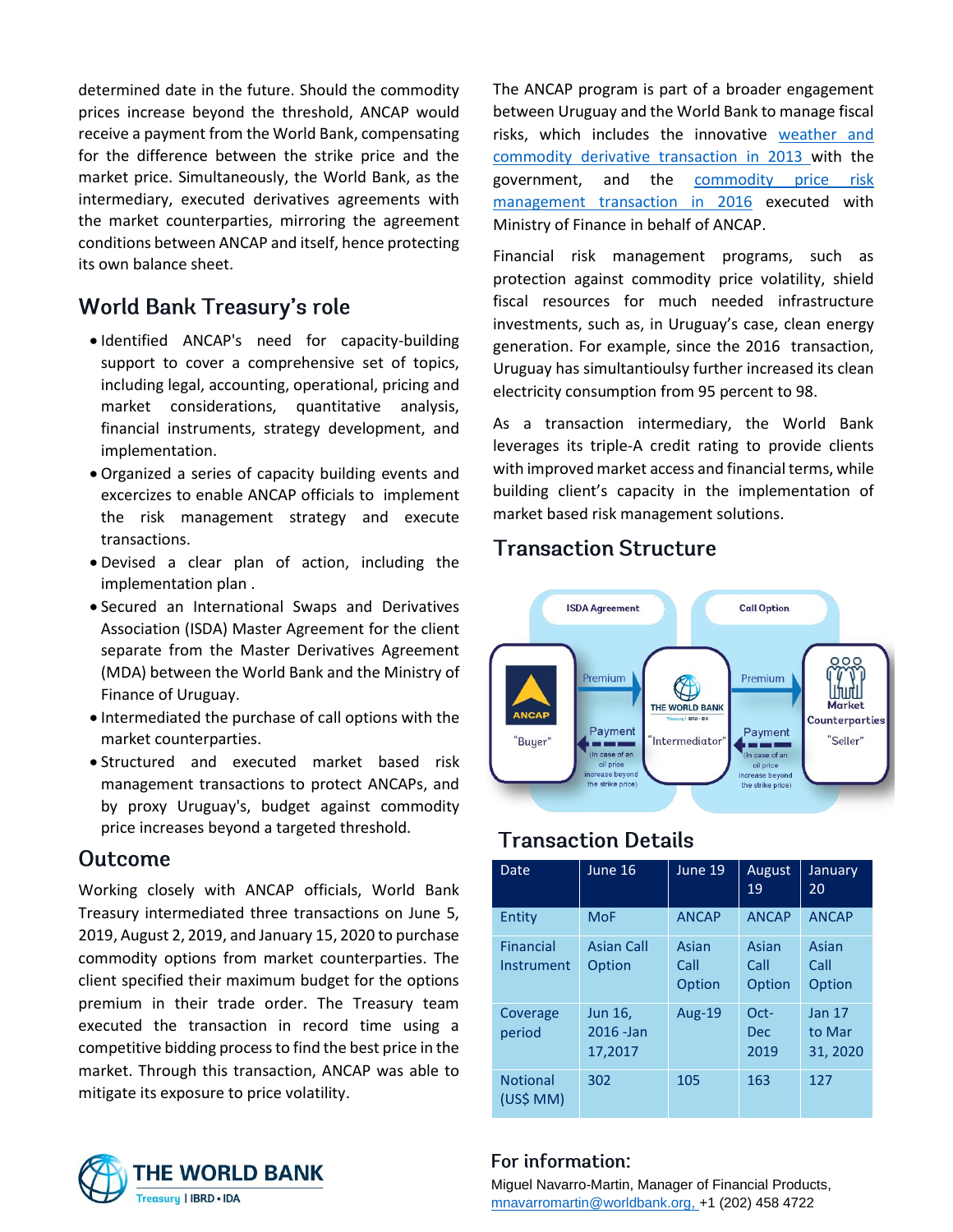determined date in the future. Should the commodity prices increase beyond the threshold, ANCAP would receive a payment from the World Bank, compensating for the difference between the strike price and the market price. Simultaneously, the World Bank, as the intermediary, executed derivatives agreements with the market counterparties, mirroring the agreement conditions between ANCAP and itself, hence protecting its own balance sheet.

## World Bank Treasury's role

- Identified ANCAP's need for capacity-building support to cover a comprehensive set of topics, including legal, accounting, operational, pricing and market considerations, quantitative analysis, financial instruments, strategy development, and implementation.
- Organized a series of capacity building events and excercizes to enable ANCAP officials to implement the risk management strategy and execute transactions.
- Devised a clear plan of action, including the implementation plan .
- Secured an International Swaps and Derivatives Association (ISDA) Master Agreement for the client separate from the Master Derivatives Agreement (MDA) between the World Bank and the Ministry of Finance of Uruguay.
- Intermediated the purchase of call options with the market counterparties.
- Structured and executed market based risk management transactions to protect ANCAPs, and by proxy Uruguay's, budget against commodity price increases beyond a targeted threshold.

## Outcome

Working closely with ANCAP officials, World Bank Treasury intermediated three transactions on June 5, 2019, August 2, 2019, and January 15, 2020 to purchase commodity options from market counterparties. The client specified their maximum budget for the options premium in their trade order. The Treasury team executed the transaction in record time using a competitive bidding process to find the best price in the market. Through this transaction, ANCAP was able to mitigate its exposure to price volatility.

The ANCAP program is part of a broader engagement between Uruguay and the World Bank to manage fiscal risks, which includes the innovative weather and commodity derivative transaction in 2013 with the government, and the commodity price risk management transaction in 2016 executed with Ministry of Finance in behalf of ANCAP.

Financial risk management programs, such as protection against commodity price volatility, shield fiscal resources for much needed infrastructure investments, such as, in Uruguay's case, clean energy generation. For example, since the 2016 transaction, Uruguay has simultantioulsy further increased its clean electricity consumption from 95 percent to 98.

As a transaction intermediary, the World Bank leverages its triple-A credit rating to provide clients with improved market access and financial terms, while building client's capacity in the implementation of market based risk management solutions.

## Transaction Structure

ISDA Agreement
Call Option
ANCAP "Buyer"
Premium
Payment (In case of an oil price increase beyond the strike price)
THE WORLD BANK "Intermediator"
Premium
Payment (In case of an oil price increase beyond the strike price)
Market Counterparties "Seller"

## Transaction Details

| Date | June 16 | June 19 | August 19 | January 20 |
|---|---|---|---|---|
| Entity | MoF | ANCAP | ANCAP | ANCAP |
| Financial Instrument | Asian Call Option | Asian Call Option | Asian Call Option | Asian Call Option |
| Coverage period | Jun 16, 2016 -Jan 17,2017 | Aug-19 | Oct-Dec 2019 | Jan 17 to Mar 31, 2020 |
| Notional (US$ MM) | 302 | 105 | 163 | 127 |

### For information:

Miguel Navarro-Martin, Manager of Financial Products, mnavarromartin@worldbank.org, +1 (202) 458 4722